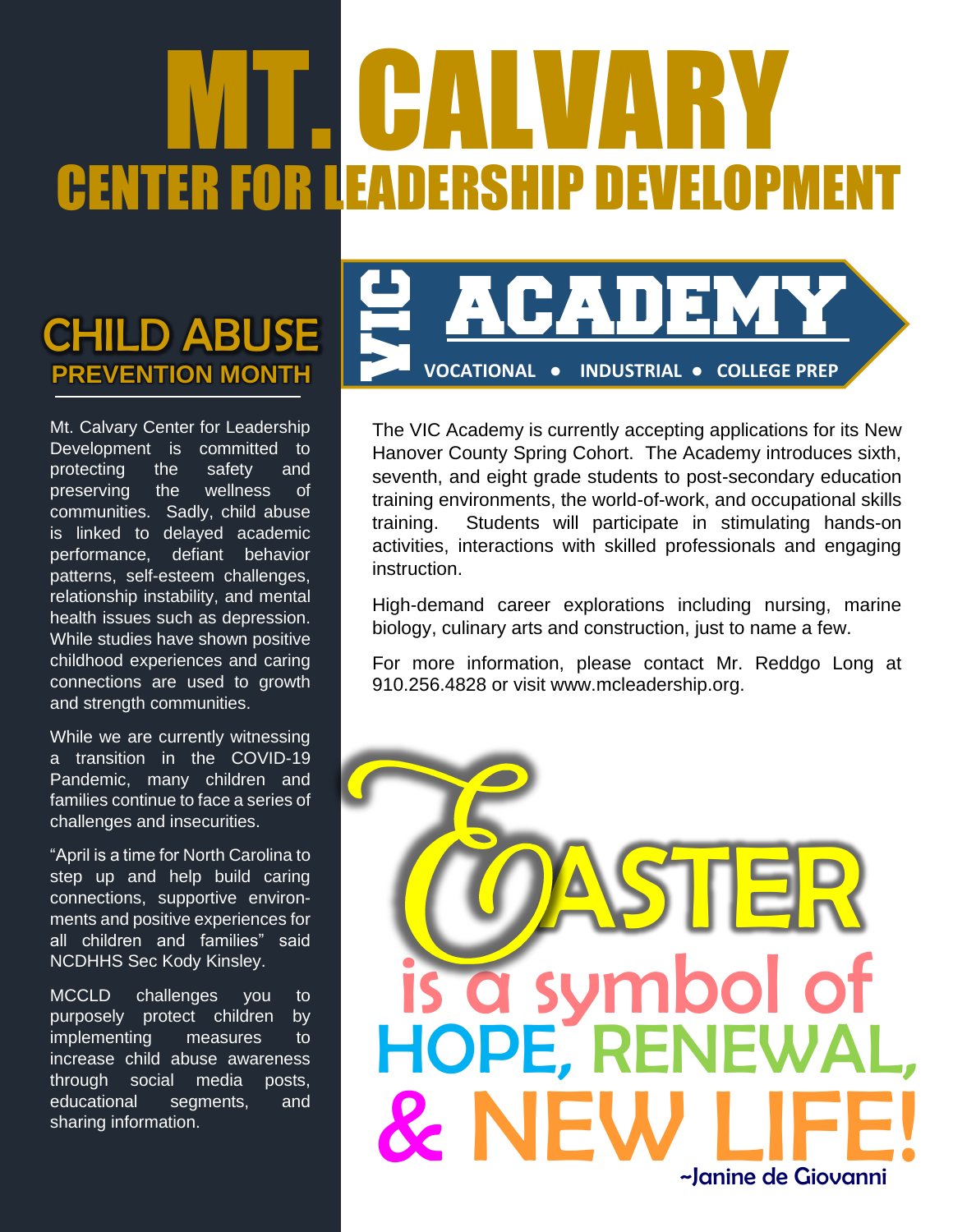# MT. CALVARY CENTER FOR LEADERSHIP DEVELOPMENT

## CHILD ABUSE PREVENTION MONTH

Mt. Calvary Center for Leadership Development is committed to protecting the safety and preserving the wellness of communities. Sadly, child abuse is linked to delayed academic performance, defiant behavior patterns, self-esteem challenges, relationship instability, and mental health issues such as depression. While studies have shown positive childhood experiences and caring connections are used to growth and strength communities.

While we are currently witnessing a transition in the COVID-19 Pandemic, many children and families continue to face a series of challenges and insecurities.

"April is a time for North Carolina to step up and help build caring connections, supportive environments and positive experiences for all children and families" said NCDHHS Sec Kody Kinsley.

MCCLD challenges you to purposely protect children by implementing measures to increase child abuse awareness through social media posts, educational segments, and sharing information.

## VIC ACADEMY

**VOCATIONAL • INDUSTRIAL • COLLEGE PREP**

The VIC Academy is currently accepting applications for its New Hanover County Spring Cohort. The Academy introduces sixth, seventh, and eight grade students to post-secondary education training environments, the world-of-work, and occupational skills training. Students will participate in stimulating hands-on activities, interactions with skilled professionals and engaging instruction.

High-demand career explorations including nursing, marine biology, culinary arts and construction, just to name a few.

For more information, please contact Mr. Reddgo Long at 910.256.4828 or visit www.mcleadership.org.

## EASTER is a symbol of HOPE, RENEWAL, & NEW LIFE!

~Janine de Giovanni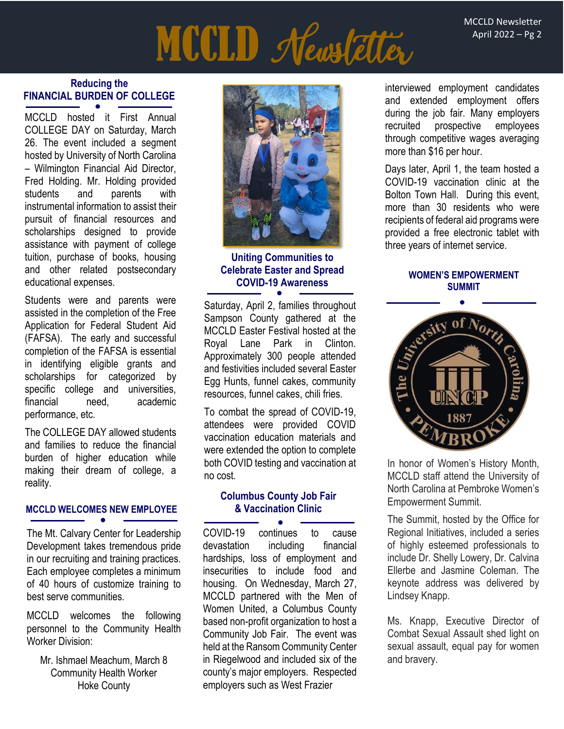# MCCLD Newsletter

## Reducing the FINANCIAL BURDEN OF COLLEGE

MCCLD hosted it First Annual COLLEGE DAY on Saturday, March 26. The event included a segment hosted by University of North Carolina – Wilmington Financial Aid Director, Fred Holding. Mr. Holding provided students and parents with instrumental information to assist their pursuit of financial resources and scholarships designed to provide assistance with payment of college tuition, purchase of books, housing and other related postsecondary educational expenses.

Students were and parents were assisted in the completion of the Free Application for Federal Student Aid (FAFSA). The early and successful completion of the FAFSA is essential in identifying eligible grants and scholarships for categorized by specific college and universities, financial need, academic performance, etc.

The COLLEGE DAY allowed students and families to reduce the financial burden of higher education while making their dream of college, a reality.

## MCCLD WELCOMES NEW EMPLOYEE

The Mt. Calvary Center for Leadership Development takes tremendous pride in our recruiting and training practices. Each employee completes a minimum of 40 hours of customize training to best serve communities.

MCCLD welcomes the following personnel to the Community Health Worker Division:

Mr. Ishmael Meachum, March 8
Community Health Worker
Hoke County

## Uniting Communities to Celebrate Easter and Spread COVID-19 Awareness

Saturday, April 2, families throughout Sampson County gathered at the MCCLD Easter Festival hosted at the Royal Lane Park in Clinton. Approximately 300 people attended and festivities included several Easter Egg Hunts, funnel cakes, community resources, funnel cakes, chili fries.

To combat the spread of COVID-19, attendees were provided COVID vaccination education materials and were extended the option to complete both COVID testing and vaccination at no cost.

## Columbus County Job Fair & Vaccination Clinic

COVID-19 continues to cause devastation including financial hardships, loss of employment and insecurities to include food and housing. On Wednesday, March 27, MCCLD partnered with the Men of Women United, a Columbus County based non-profit organization to host a Community Job Fair. The event was held at the Ransom Community Center in Riegelwood and included six of the county's major employers. Respected employers such as West Frazier interviewed employment candidates and extended employment offers during the job fair. Many employers recruited prospective employees through competitive wages averaging more than $16 per hour.

Days later, April 1, the team hosted a COVID-19 vaccination clinic at the Bolton Town Hall. During this event, more than 30 residents who were recipients of federal aid programs were provided a free electronic tablet with three years of internet service.

## WOMEN'S EMPOWERMENT SUMMIT

In honor of Women's History Month, MCCLD staff attend the University of North Carolina at Pembroke Women's Empowerment Summit.

The Summit, hosted by the Office for Regional Initiatives, included a series of highly esteemed professionals to include Dr. Shelly Lowery, Dr. Calvina Ellerbe and Jasmine Coleman. The keynote address was delivered by Lindsey Knapp.

Ms. Knapp, Executive Director of Combat Sexual Assault shed light on sexual assault, equal pay for women and bravery.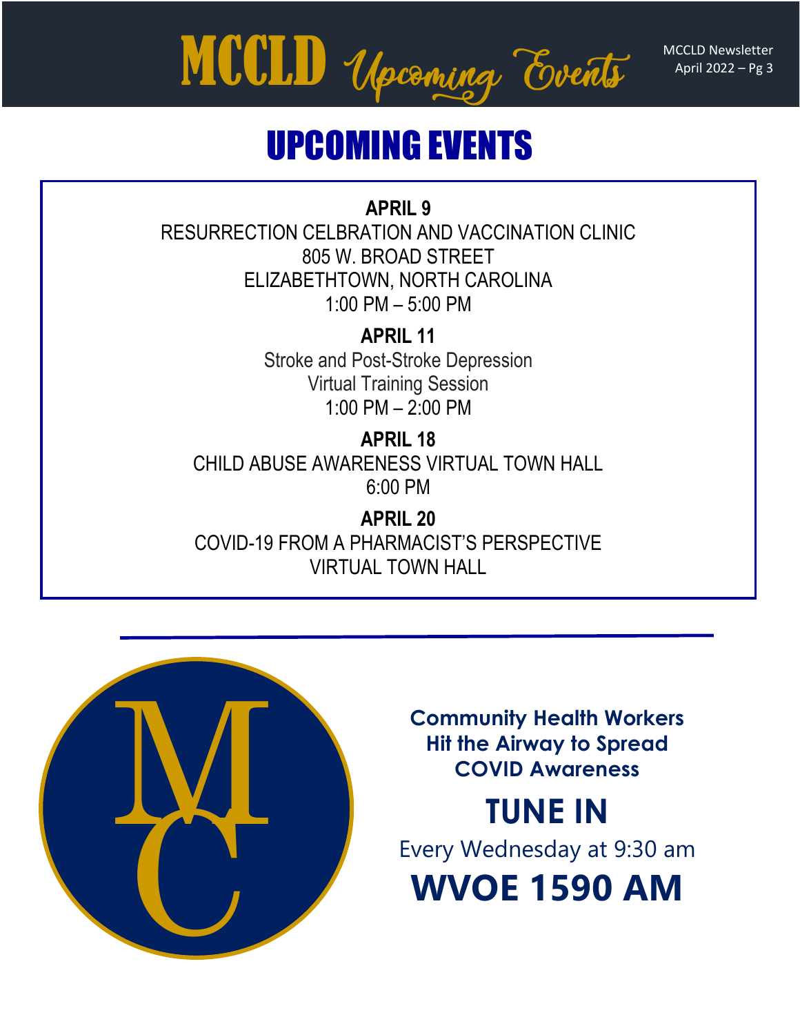# UPCOMING EVENTS

**APRIL 9**
RESURRECTION CELBRATION AND VACCINATION CLINIC
805 W. BROAD STREET
ELIZABETHTOWN, NORTH CAROLINA
1:00 PM – 5:00 PM

**APRIL 11**
Stroke and Post-Stroke Depression
Virtual Training Session
1:00 PM – 2:00 PM

**APRIL 18**
CHILD ABUSE AWARENESS VIRTUAL TOWN HALL
6:00 PM

**APRIL 20**
COVID-19 FROM A PHARMACIST'S PERSPECTIVE
VIRTUAL TOWN HALL

---

**Community Health Workers Hit the Airway to Spread COVID Awareness**

## TUNE IN

Every Wednesday at 9:30 am

## WVOE 1590 AM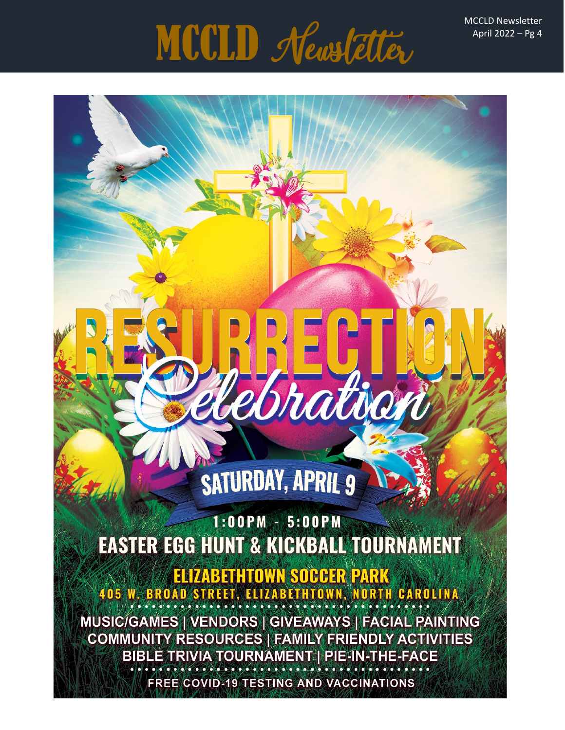# RESURRECTION Celebration

## SATURDAY, APRIL 9

1:00PM - 5:00PM

## EASTER EGG HUNT & KICKBALL TOURNAMENT

**ELIZABETHTOWN SOCCER PARK**

405 W. BROAD STREET, ELIZABETHTOWN, NORTH CAROLINA

MUSIC/GAMES | VENDORS | GIVEAWAYS | FACIAL PAINTING
COMMUNITY RESOURCES | FAMILY FRIENDLY ACTIVITIES
BIBLE TRIVIA TOURNAMENT | PIE-IN-THE-FACE

FREE COVID-19 TESTING AND VACCINATIONS